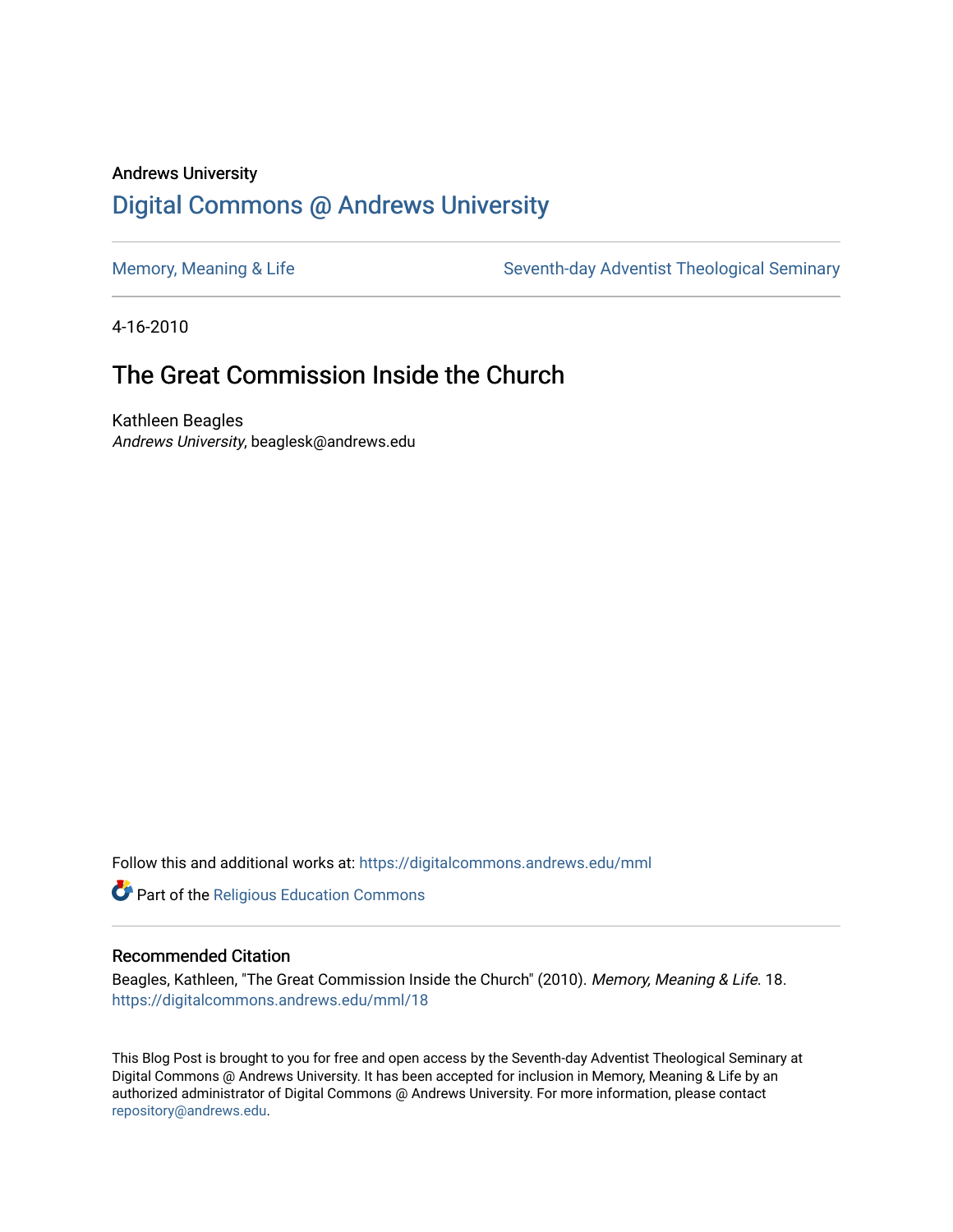Andrews University

## Digital Commons @ Andrews University

Memory, Meaning & Life — Seventh-day Adventist Theological Seminary

4-16-2010

# The Great Commission Inside the Church

Kathleen Beagles
*Andrews University*, beaglesk@andrews.edu

Follow this and additional works at: https://digitalcommons.andrews.edu/mml

Part of the Religious Education Commons

### Recommended Citation

Beagles, Kathleen, "The Great Commission Inside the Church" (2010). *Memory, Meaning & Life*. 18.
https://digitalcommons.andrews.edu/mml/18

This Blog Post is brought to you for free and open access by the Seventh-day Adventist Theological Seminary at Digital Commons @ Andrews University. It has been accepted for inclusion in Memory, Meaning & Life by an authorized administrator of Digital Commons @ Andrews University. For more information, please contact repository@andrews.edu.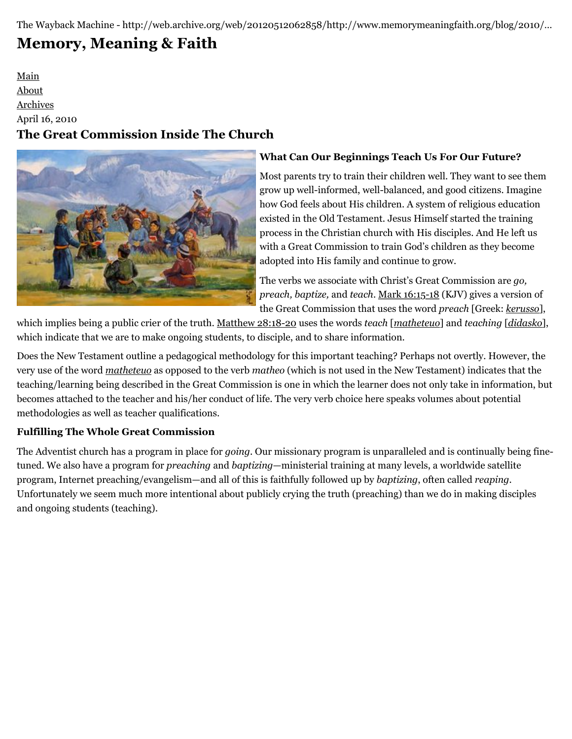The Wayback Machine - http://web.archive.org/web/20120512062858/http://www.memorymeaningfaith.org/blog/2010/...

# Memory, Meaning & Faith

Main
About
Archives

April 16, 2010

## The Great Commission Inside The Church

### What Can Our Beginnings Teach Us For Our Future?

Most parents try to train their children well. They want to see them grow up well-informed, well-balanced, and good citizens. Imagine how God feels about His children. A system of religious education existed in the Old Testament. Jesus Himself started the training process in the Christian church with His disciples. And He left us with a Great Commission to train God's children as they become adopted into His family and continue to grow.

The verbs we associate with Christ's Great Commission are *go, preach, baptize,* and *teach*. Mark 16:15-18 (KJV) gives a version of the Great Commission that uses the word *preach* [Greek: *kerusso*], which implies being a public crier of the truth. Matthew 28:18-20 uses the words *teach* [*matheteuo*] and *teaching* [*didasko*], which indicate that we are to make ongoing students, to disciple, and to share information.

Does the New Testament outline a pedagogical methodology for this important teaching? Perhaps not overtly. However, the very use of the word *matheteuo* as opposed to the verb *matheo* (which is not used in the New Testament) indicates that the teaching/learning being described in the Great Commission is one in which the learner does not only take in information, but becomes attached to the teacher and his/her conduct of life. The very verb choice here speaks volumes about potential methodologies as well as teacher qualifications.

### Fulfilling The Whole Great Commission

The Adventist church has a program in place for *going*. Our missionary program is unparalleled and is continually being fine-tuned. We also have a program for *preaching* and *baptizing*—ministerial training at many levels, a worldwide satellite program, Internet preaching/evangelism—and all of this is faithfully followed up by *baptizing*, often called *reaping*. Unfortunately we seem much more intentional about publicly crying the truth (preaching) than we do in making disciples and ongoing students (teaching).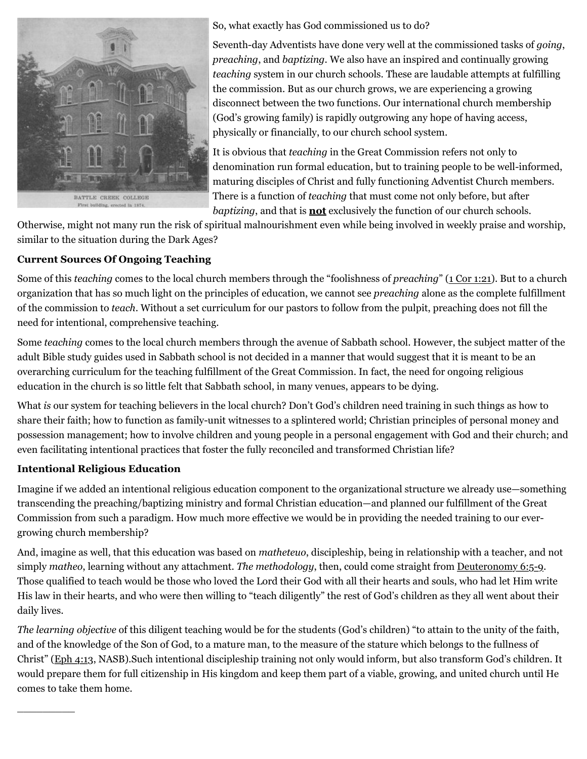So, what exactly has God commissioned us to do?

Seventh-day Adventists have done very well at the commissioned tasks of *going*, *preaching*, and *baptizing*. We also have an inspired and continually growing *teaching* system in our church schools. These are laudable attempts at fulfilling the commission. But as our church grows, we are experiencing a growing disconnect between the two functions. Our international church membership (God's growing family) is rapidly outgrowing any hope of having access, physically or financially, to our church school system.

It is obvious that *teaching* in the Great Commission refers not only to denomination run formal education, but to training people to be well-informed, maturing disciples of Christ and fully functioning Adventist Church members. There is a function of *teaching* that must come not only before, but after *baptizing*, and that is **not** exclusively the function of our church schools. Otherwise, might not many run the risk of spiritual malnourishment even while being involved in weekly praise and worship, similar to the situation during the Dark Ages?

BATTLE CREEK COLLEGE
First building, erected in 1874.

**Current Sources Of Ongoing Teaching**

Some of this *teaching* comes to the local church members through the "foolishness of *preaching*" (1 Cor 1:21). But to a church organization that has so much light on the principles of education, we cannot see *preaching* alone as the complete fulfillment of the commission to *teach*. Without a set curriculum for our pastors to follow from the pulpit, preaching does not fill the need for intentional, comprehensive teaching.

Some *teaching* comes to the local church members through the avenue of Sabbath school. However, the subject matter of the adult Bible study guides used in Sabbath school is not decided in a manner that would suggest that it is meant to be an overarching curriculum for the teaching fulfillment of the Great Commission. In fact, the need for ongoing religious education in the church is so little felt that Sabbath school, in many venues, appears to be dying.

What *is* our system for teaching believers in the local church? Don't God's children need training in such things as how to share their faith; how to function as family-unit witnesses to a splintered world; Christian principles of personal money and possession management; how to involve children and young people in a personal engagement with God and their church; and even facilitating intentional practices that foster the fully reconciled and transformed Christian life?

**Intentional Religious Education**

Imagine if we added an intentional religious education component to the organizational structure we already use—something transcending the preaching/baptizing ministry and formal Christian education—and planned our fulfillment of the Great Commission from such a paradigm. How much more effective we would be in providing the needed training to our ever-growing church membership?

And, imagine as well, that this education was based on *matheteuo*, discipleship, being in relationship with a teacher, and not simply *matheo*, learning without any attachment. *The methodology*, then, could come straight from Deuteronomy 6:5-9. Those qualified to teach would be those who loved the Lord their God with all their hearts and souls, who had let Him write His law in their hearts, and who were then willing to "teach diligently" the rest of God's children as they all went about their daily lives.

*The learning objective* of this diligent teaching would be for the students (God's children) "to attain to the unity of the faith, and of the knowledge of the Son of God, to a mature man, to the measure of the stature which belongs to the fullness of Christ" (Eph 4:13, NASB).Such intentional discipleship training not only would inform, but also transform God's children. It would prepare them for full citizenship in His kingdom and keep them part of a viable, growing, and united church until He comes to take them home.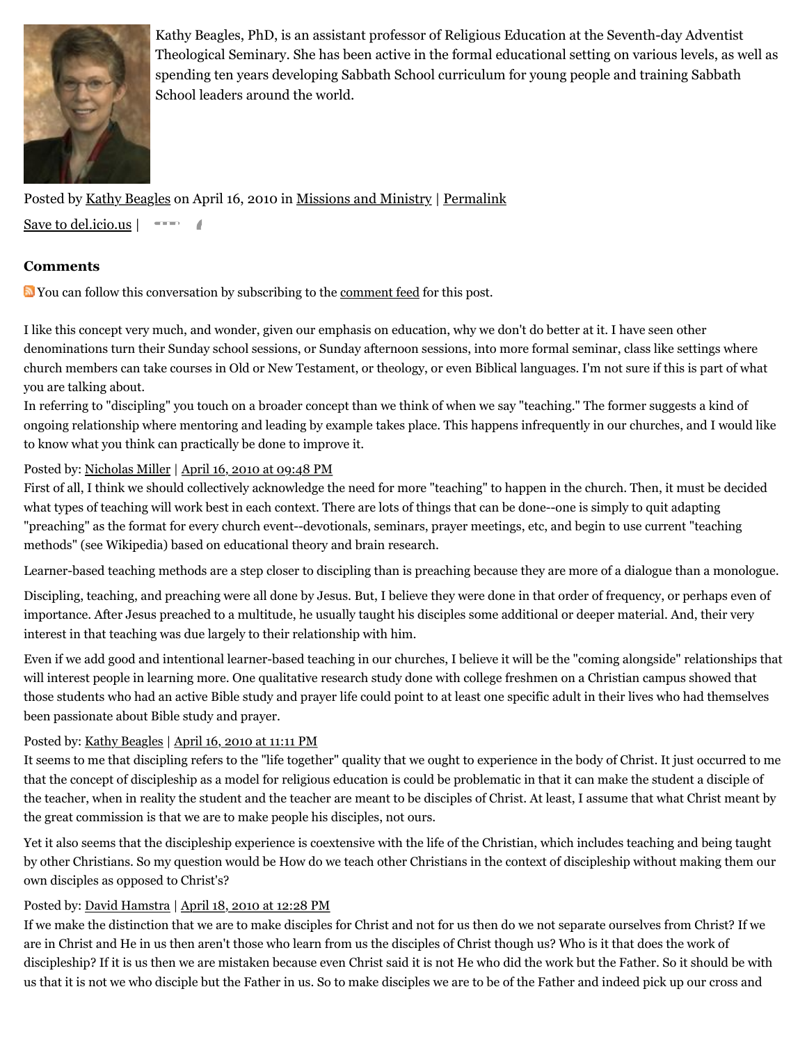Kathy Beagles, PhD, is an assistant professor of Religious Education at the Seventh-day Adventist Theological Seminary. She has been active in the formal educational setting on various levels, as well as spending ten years developing Sabbath School curriculum for young people and training Sabbath School leaders around the world.

Posted by Kathy Beagles on April 16, 2010 in Missions and Ministry | Permalink

Save to del.icio.us |

### Comments

You can follow this conversation by subscribing to the comment feed for this post.

I like this concept very much, and wonder, given our emphasis on education, why we don't do better at it. I have seen other denominations turn their Sunday school sessions, or Sunday afternoon sessions, into more formal seminar, class like settings where church members can take courses in Old or New Testament, or theology, or even Biblical languages. I'm not sure if this is part of what you are talking about.
In referring to "discipling" you touch on a broader concept than we think of when we say "teaching." The former suggests a kind of ongoing relationship where mentoring and leading by example takes place. This happens infrequently in our churches, and I would like to know what you think can practically be done to improve it.

Posted by: Nicholas Miller | April 16, 2010 at 09:48 PM

First of all, I think we should collectively acknowledge the need for more "teaching" to happen in the church. Then, it must be decided what types of teaching will work best in each context. There are lots of things that can be done--one is simply to quit adapting "preaching" as the format for every church event--devotionals, seminars, prayer meetings, etc, and begin to use current "teaching methods" (see Wikipedia) based on educational theory and brain research.

Learner-based teaching methods are a step closer to discipling than is preaching because they are more of a dialogue than a monologue.

Discipling, teaching, and preaching were all done by Jesus. But, I believe they were done in that order of frequency, or perhaps even of importance. After Jesus preached to a multitude, he usually taught his disciples some additional or deeper material. And, their very interest in that teaching was due largely to their relationship with him.

Even if we add good and intentional learner-based teaching in our churches, I believe it will be the "coming alongside" relationships that will interest people in learning more. One qualitative research study done with college freshmen on a Christian campus showed that those students who had an active Bible study and prayer life could point to at least one specific adult in their lives who had themselves been passionate about Bible study and prayer.

Posted by: Kathy Beagles | April 16, 2010 at 11:11 PM

It seems to me that discipling refers to the "life together" quality that we ought to experience in the body of Christ. It just occurred to me that the concept of discipleship as a model for religious education is could be problematic in that it can make the student a disciple of the teacher, when in reality the student and the teacher are meant to be disciples of Christ. At least, I assume that what Christ meant by the great commission is that we are to make people his disciples, not ours.

Yet it also seems that the discipleship experience is coextensive with the life of the Christian, which includes teaching and being taught by other Christians. So my question would be How do we teach other Christians in the context of discipleship without making them our own disciples as opposed to Christ's?

Posted by: David Hamstra | April 18, 2010 at 12:28 PM

If we make the distinction that we are to make disciples for Christ and not for us then do we not separate ourselves from Christ? If we are in Christ and He in us then aren't those who learn from us the disciples of Christ though us? Who is it that does the work of discipleship? If it is us then we are mistaken because even Christ said it is not He who did the work but the Father. So it should be with us that it is not we who disciple but the Father in us. So to make disciples we are to be of the Father and indeed pick up our cross and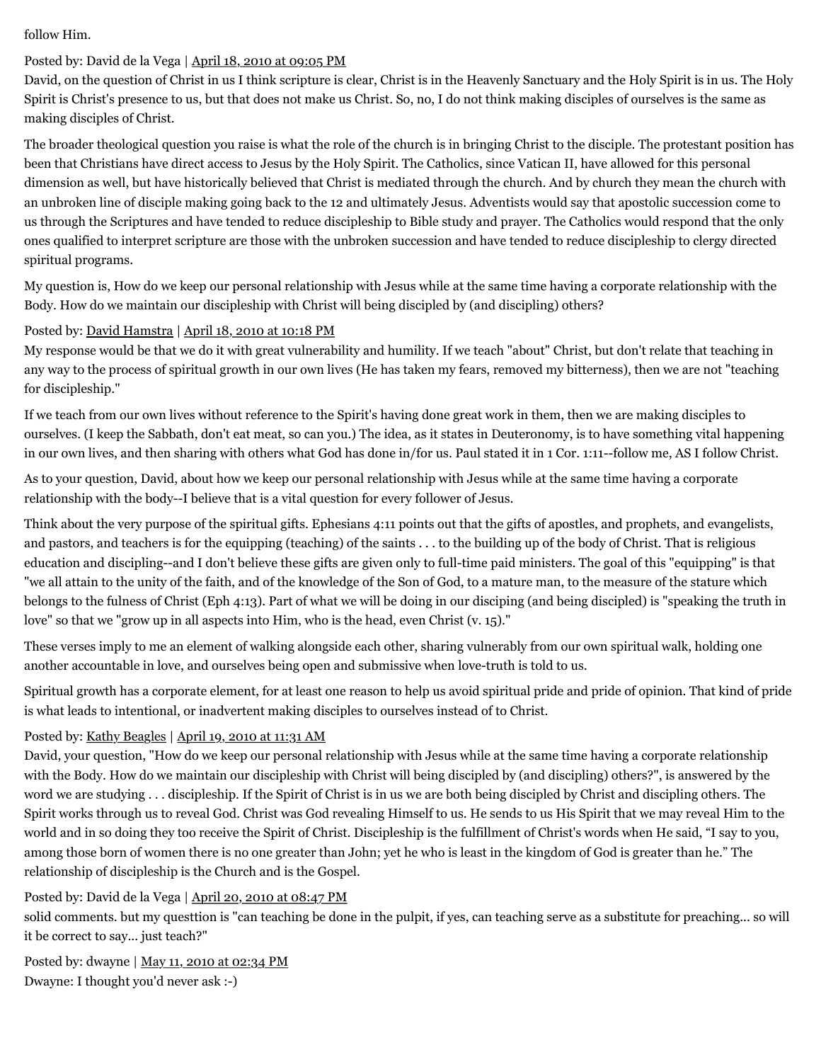follow Him.

Posted by: David de la Vega | April 18, 2010 at 09:05 PM

David, on the question of Christ in us I think scripture is clear, Christ is in the Heavenly Sanctuary and the Holy Spirit is in us. The Holy Spirit is Christ's presence to us, but that does not make us Christ. So, no, I do not think making disciples of ourselves is the same as making disciples of Christ.

The broader theological question you raise is what the role of the church is in bringing Christ to the disciple. The protestant position has been that Christians have direct access to Jesus by the Holy Spirit. The Catholics, since Vatican II, have allowed for this personal dimension as well, but have historically believed that Christ is mediated through the church. And by church they mean the church with an unbroken line of disciple making going back to the 12 and ultimately Jesus. Adventists would say that apostolic succession come to us through the Scriptures and have tended to reduce discipleship to Bible study and prayer. The Catholics would respond that the only ones qualified to interpret scripture are those with the unbroken succession and have tended to reduce discipleship to clergy directed spiritual programs.

My question is, How do we keep our personal relationship with Jesus while at the same time having a corporate relationship with the Body. How do we maintain our discipleship with Christ will being discipled by (and discipling) others?

Posted by: David Hamstra | April 18, 2010 at 10:18 PM

My response would be that we do it with great vulnerability and humility. If we teach "about" Christ, but don't relate that teaching in any way to the process of spiritual growth in our own lives (He has taken my fears, removed my bitterness), then we are not "teaching for discipleship."

If we teach from our own lives without reference to the Spirit's having done great work in them, then we are making disciples to ourselves. (I keep the Sabbath, don't eat meat, so can you.) The idea, as it states in Deuteronomy, is to have something vital happening in our own lives, and then sharing with others what God has done in/for us. Paul stated it in 1 Cor. 1:11--follow me, AS I follow Christ.

As to your question, David, about how we keep our personal relationship with Jesus while at the same time having a corporate relationship with the body--I believe that is a vital question for every follower of Jesus.

Think about the very purpose of the spiritual gifts. Ephesians 4:11 points out that the gifts of apostles, and prophets, and evangelists, and pastors, and teachers is for the equipping (teaching) of the saints . . . to the building up of the body of Christ. That is religious education and discipling--and I don't believe these gifts are given only to full-time paid ministers. The goal of this "equipping" is that "we all attain to the unity of the faith, and of the knowledge of the Son of God, to a mature man, to the measure of the stature which belongs to the fulness of Christ (Eph 4:13). Part of what we will be doing in our disciping (and being discipled) is "speaking the truth in love" so that we "grow up in all aspects into Him, who is the head, even Christ (v. 15)."

These verses imply to me an element of walking alongside each other, sharing vulnerably from our own spiritual walk, holding one another accountable in love, and ourselves being open and submissive when love-truth is told to us.

Spiritual growth has a corporate element, for at least one reason to help us avoid spiritual pride and pride of opinion. That kind of pride is what leads to intentional, or inadvertent making disciples to ourselves instead of to Christ.

Posted by: Kathy Beagles | April 19, 2010 at 11:31 AM

David, your question, "How do we keep our personal relationship with Jesus while at the same time having a corporate relationship with the Body. How do we maintain our discipleship with Christ will being discipled by (and discipling) others?", is answered by the word we are studying . . . discipleship. If the Spirit of Christ is in us we are both being discipled by Christ and discipling others. The Spirit works through us to reveal God. Christ was God revealing Himself to us. He sends to us His Spirit that we may reveal Him to the world and in so doing they too receive the Spirit of Christ. Discipleship is the fulfillment of Christ's words when He said, "I say to you, among those born of women there is no one greater than John; yet he who is least in the kingdom of God is greater than he." The relationship of discipleship is the Church and is the Gospel.

Posted by: David de la Vega | April 20, 2010 at 08:47 PM

solid comments. but my questtion is "can teaching be done in the pulpit, if yes, can teaching serve as a substitute for preaching... so will it be correct to say... just teach?"

Posted by: dwayne | May 11, 2010 at 02:34 PM

Dwayne: I thought you'd never ask :-)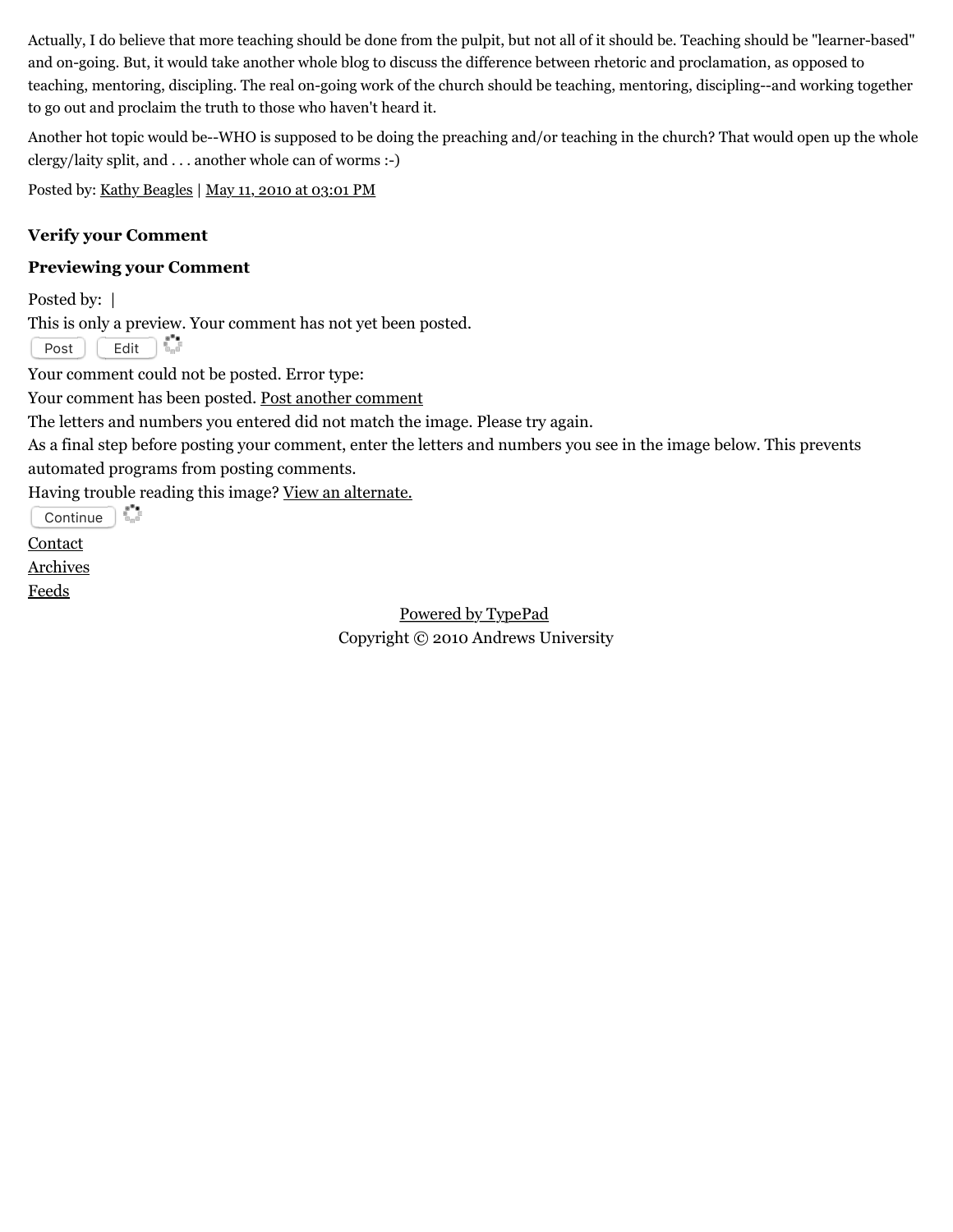Actually, I do believe that more teaching should be done from the pulpit, but not all of it should be. Teaching should be "learner-based" and on-going. But, it would take another whole blog to discuss the difference between rhetoric and proclamation, as opposed to teaching, mentoring, discipling. The real on-going work of the church should be teaching, mentoring, discipling--and working together to go out and proclaim the truth to those who haven't heard it.

Another hot topic would be--WHO is supposed to be doing the preaching and/or teaching in the church? That would open up the whole clergy/laity split, and . . . another whole can of worms :-)

Posted by: Kathy Beagles | May 11, 2010 at 03:01 PM

**Verify your Comment**

**Previewing your Comment**

Posted by: |

This is only a preview. Your comment has not yet been posted.

Post Edit

Your comment could not be posted. Error type:

Your comment has been posted. Post another comment

The letters and numbers you entered did not match the image. Please try again.

As a final step before posting your comment, enter the letters and numbers you see in the image below. This prevents automated programs from posting comments.

Having trouble reading this image? View an alternate.

Continue

Contact

Archives

Feeds

Powered by TypePad

Copyright © 2010 Andrews University